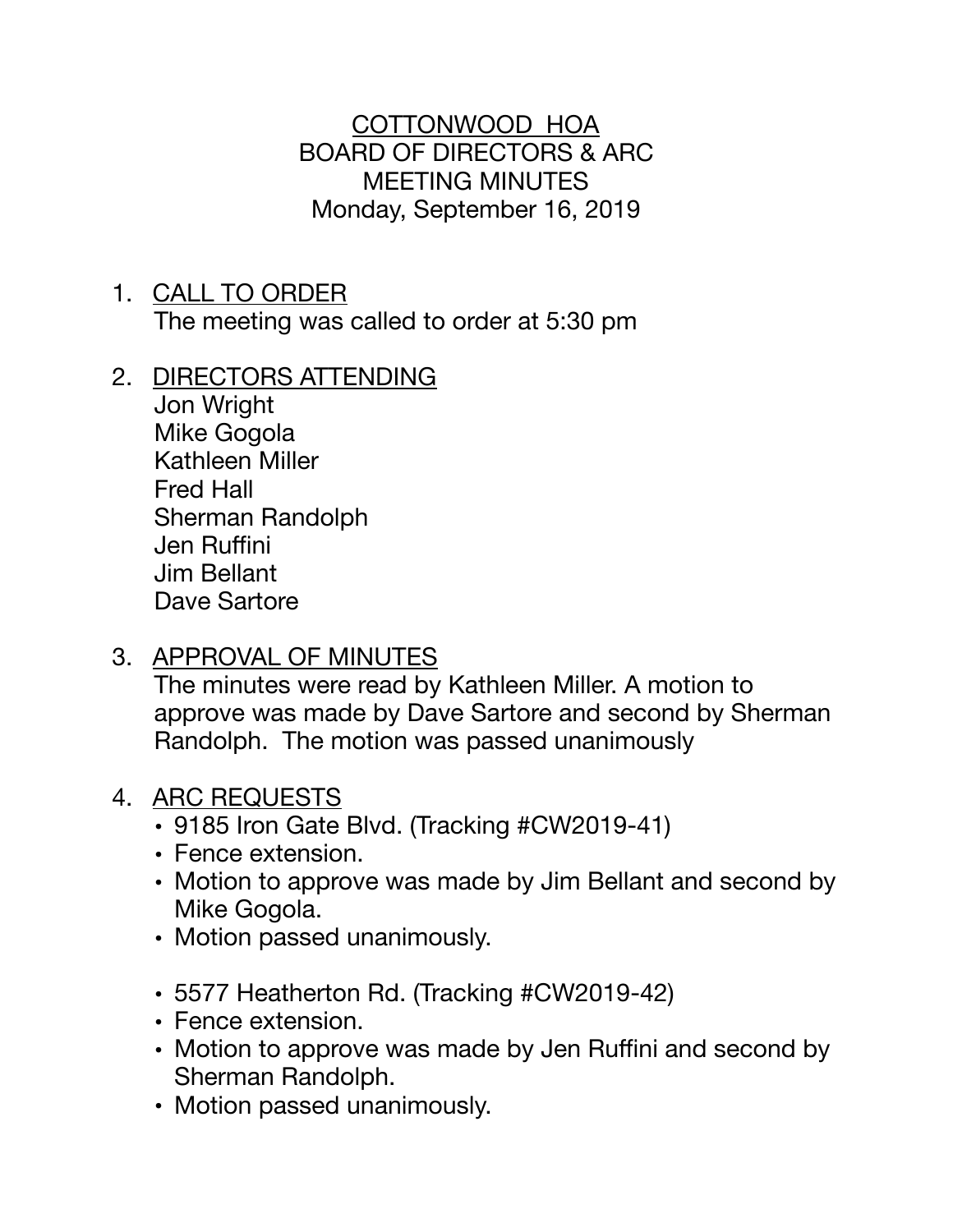COTTONWOOD HOA
BOARD OF DIRECTORS & ARC
MEETING MINUTES
Monday, September 16, 2019

1. CALL TO ORDER
   The meeting was called to order at 5:30 pm

2. DIRECTORS ATTENDING
   Jon Wright
   Mike Gogola
   Kathleen Miller
   Fred Hall
   Sherman Randolph
   Jen Ruffini
   Jim Bellant
   Dave Sartore

3. APPROVAL OF MINUTES
   The minutes were read by Kathleen Miller. A motion to approve was made by Dave Sartore and second by Sherman Randolph. The motion was passed unanimously

4. ARC REQUESTS
   - 9185 Iron Gate Blvd. (Tracking #CW2019-41)
   - Fence extension.
   - Motion to approve was made by Jim Bellant and second by Mike Gogola.
   - Motion passed unanimously.

   - 5577 Heatherton Rd. (Tracking #CW2019-42)
   - Fence extension.
   - Motion to approve was made by Jen Ruffini and second by Sherman Randolph.
   - Motion passed unanimously.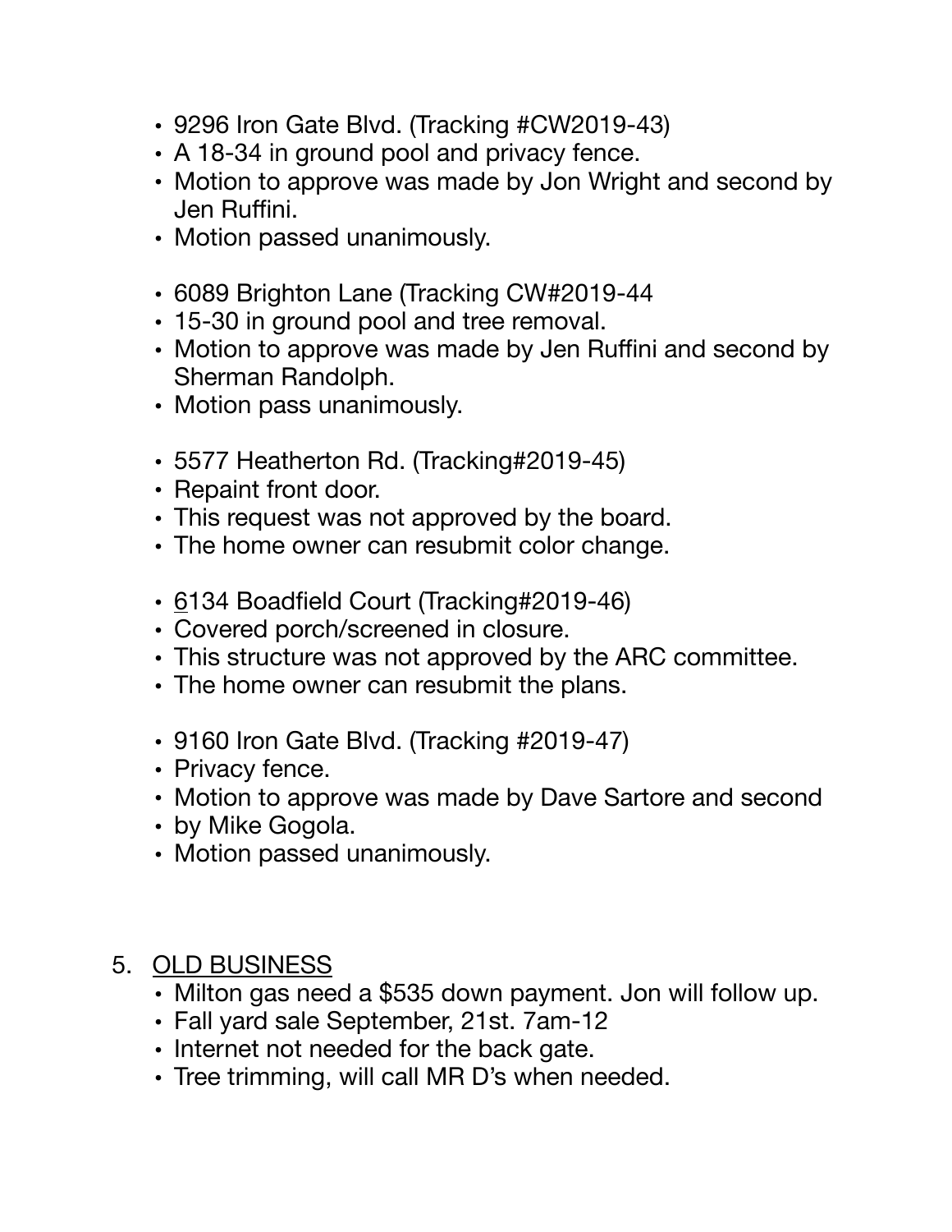- 9296 Iron Gate Blvd. (Tracking #CW2019-43)
- A 18-34 in ground pool and privacy fence.
- Motion to approve was made by Jon Wright and second by Jen Ruffini.
- Motion passed unanimously.

- 6089 Brighton Lane (Tracking CW#2019-44
- 15-30 in ground pool and tree removal.
- Motion to approve was made by Jen Ruffini and second by Sherman Randolph.
- Motion pass unanimously.

- 5577 Heatherton Rd. (Tracking#2019-45)
- Repaint front door.
- This request was not approved by the board.
- The home owner can resubmit color change.

- <u>6</u>134 Boadfield Court (Tracking#2019-46)
- Covered porch/screened in closure.
- This structure was not approved by the ARC committee.
- The home owner can resubmit the plans.

- 9160 Iron Gate Blvd. (Tracking #2019-47)
- Privacy fence.
- Motion to approve was made by Dave Sartore and second
- by Mike Gogola.
- Motion passed unanimously.

5. <u>OLD BUSINESS</u>
   - Milton gas need a $535 down payment. Jon will follow up.
   - Fall yard sale September, 21st. 7am-12
   - Internet not needed for the back gate.
   - Tree trimming, will call MR D's when needed.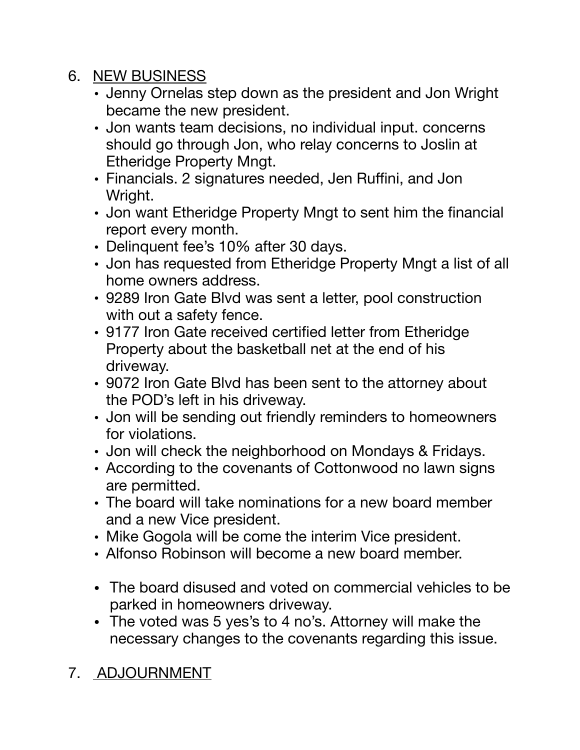6. NEW BUSINESS
   - Jenny Ornelas step down as the president and Jon Wright became the new president.
   - Jon wants team decisions, no individual input. concerns should go through Jon, who relay concerns to Joslin at Etheridge Property Mngt.
   - Financials. 2 signatures needed, Jen Ruffini, and Jon Wright.
   - Jon want Etheridge Property Mngt to sent him the financial report every month.
   - Delinquent fee's 10% after 30 days.
   - Jon has requested from Etheridge Property Mngt a list of all home owners address.
   - 9289 Iron Gate Blvd was sent a letter, pool construction with out a safety fence.
   - 9177 Iron Gate received certified letter from Etheridge Property about the basketball net at the end of his driveway.
   - 9072 Iron Gate Blvd has been sent to the attorney about the POD's left in his driveway.
   - Jon will be sending out friendly reminders to homeowners for violations.
   - Jon will check the neighborhood on Mondays & Fridays.
   - According to the covenants of Cottonwood no lawn signs are permitted.
   - The board will take nominations for a new board member and a new Vice president.
   - Mike Gogola will be come the interim Vice president.
   - Alfonso Robinson will become a new board member.

   - The board disused and voted on commercial vehicles to be parked in homeowners driveway.
   - The voted was 5 yes's to 4 no's. Attorney will make the necessary changes to the covenants regarding this issue.

7. ADJOURNMENT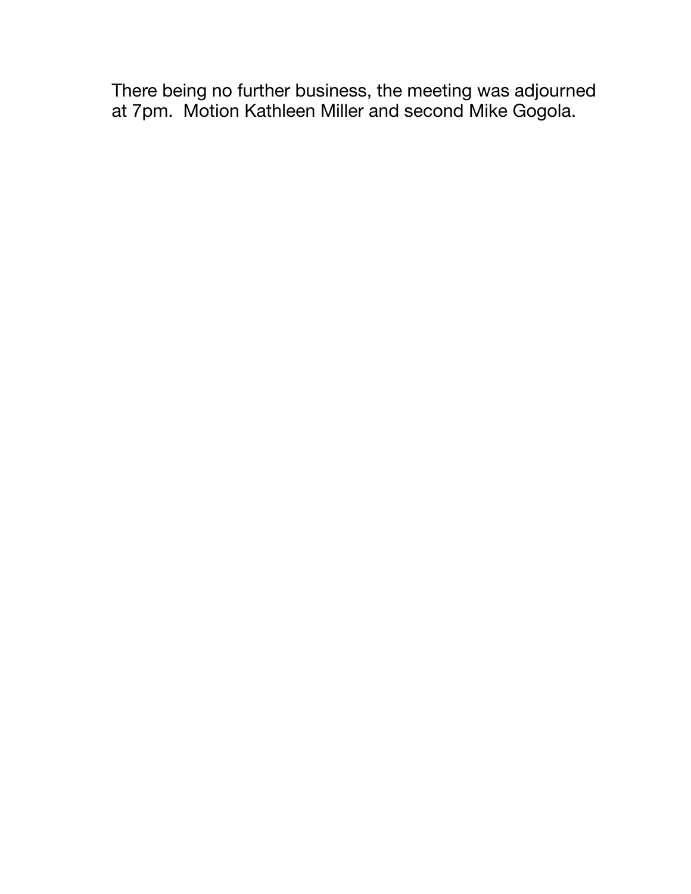There being no further business, the meeting was adjourned at 7pm. Motion Kathleen Miller and second Mike Gogola.